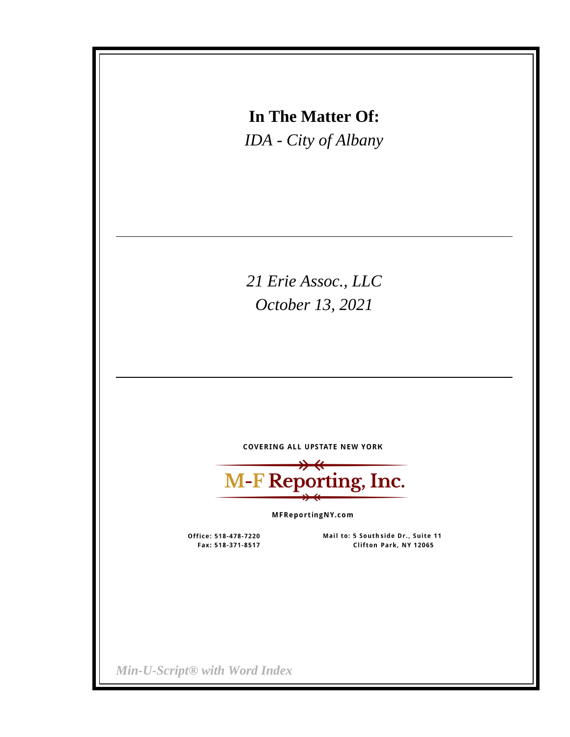**In The Matter Of:**

*IDA - City of Albany*

---

*21 Erie Assoc., LLC*

*October 13, 2021*

---

COVERING ALL UPSTATE NEW YORK

**M-F Reporting, Inc.**

MFReportingNY.com

Office: 518-478-7220
Fax: 518-371-8517

Mail to: 5 Southside Dr., Suite 11
Clifton Park, NY 12065

*Min-U-Script® with Word Index*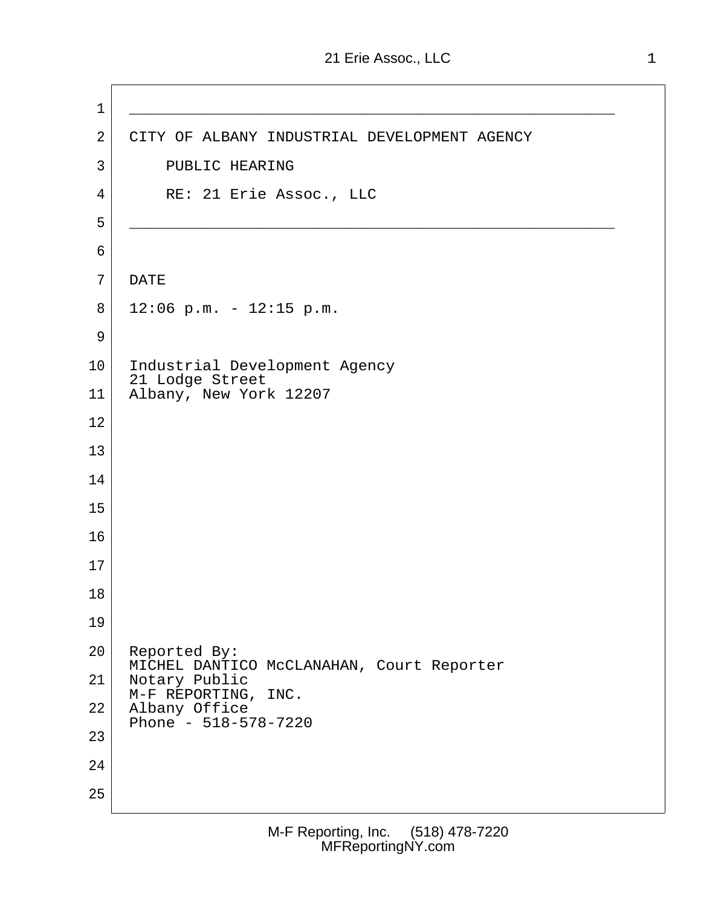CITY OF ALBANY INDUSTRIAL DEVELOPMENT AGENCY

PUBLIC HEARING

RE: 21 Erie Assoc., LLC

DATE

12:06 p.m. - 12:15 p.m.

Industrial Development Agency
21 Lodge Street
Albany, New York 12207

Reported By:
MICHEL DANTICO McCLANAHAN, Court Reporter
Notary Public
M-F REPORTING, INC.
Albany Office
Phone - 518-578-7220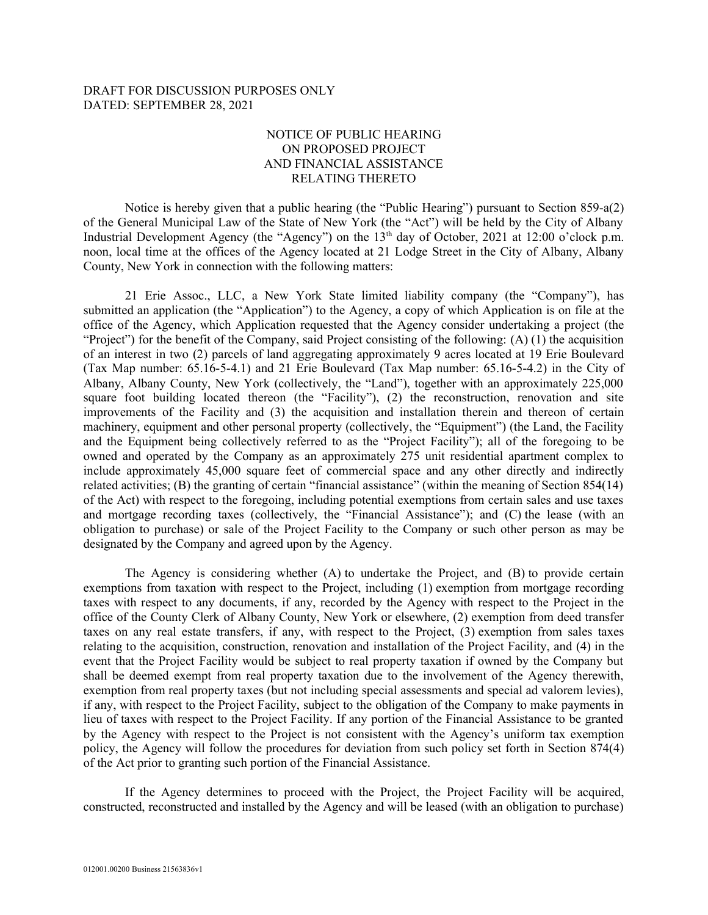DRAFT FOR DISCUSSION PURPOSES ONLY
DATED: SEPTEMBER 28, 2021

# NOTICE OF PUBLIC HEARING ON PROPOSED PROJECT AND FINANCIAL ASSISTANCE RELATING THERETO

Notice is hereby given that a public hearing (the "Public Hearing") pursuant to Section 859-a(2) of the General Municipal Law of the State of New York (the "Act") will be held by the City of Albany Industrial Development Agency (the "Agency") on the 13th day of October, 2021 at 12:00 o'clock p.m. noon, local time at the offices of the Agency located at 21 Lodge Street in the City of Albany, Albany County, New York in connection with the following matters:

21 Erie Assoc., LLC, a New York State limited liability company (the "Company"), has submitted an application (the "Application") to the Agency, a copy of which Application is on file at the office of the Agency, which Application requested that the Agency consider undertaking a project (the "Project") for the benefit of the Company, said Project consisting of the following: (A) (1) the acquisition of an interest in two (2) parcels of land aggregating approximately 9 acres located at 19 Erie Boulevard (Tax Map number: 65.16-5-4.1) and 21 Erie Boulevard (Tax Map number: 65.16-5-4.2) in the City of Albany, Albany County, New York (collectively, the "Land"), together with an approximately 225,000 square foot building located thereon (the "Facility"), (2) the reconstruction, renovation and site improvements of the Facility and (3) the acquisition and installation therein and thereon of certain machinery, equipment and other personal property (collectively, the "Equipment") (the Land, the Facility and the Equipment being collectively referred to as the "Project Facility"); all of the foregoing to be owned and operated by the Company as an approximately 275 unit residential apartment complex to include approximately 45,000 square feet of commercial space and any other directly and indirectly related activities; (B) the granting of certain "financial assistance" (within the meaning of Section 854(14) of the Act) with respect to the foregoing, including potential exemptions from certain sales and use taxes and mortgage recording taxes (collectively, the "Financial Assistance"); and (C) the lease (with an obligation to purchase) or sale of the Project Facility to the Company or such other person as may be designated by the Company and agreed upon by the Agency.

The Agency is considering whether (A) to undertake the Project, and (B) to provide certain exemptions from taxation with respect to the Project, including (1) exemption from mortgage recording taxes with respect to any documents, if any, recorded by the Agency with respect to the Project in the office of the County Clerk of Albany County, New York or elsewhere, (2) exemption from deed transfer taxes on any real estate transfers, if any, with respect to the Project, (3) exemption from sales taxes relating to the acquisition, construction, renovation and installation of the Project Facility, and (4) in the event that the Project Facility would be subject to real property taxation if owned by the Company but shall be deemed exempt from real property taxation due to the involvement of the Agency therewith, exemption from real property taxes (but not including special assessments and special ad valorem levies), if any, with respect to the Project Facility, subject to the obligation of the Company to make payments in lieu of taxes with respect to the Project Facility. If any portion of the Financial Assistance to be granted by the Agency with respect to the Project is not consistent with the Agency's uniform tax exemption policy, the Agency will follow the procedures for deviation from such policy set forth in Section 874(4) of the Act prior to granting such portion of the Financial Assistance.

If the Agency determines to proceed with the Project, the Project Facility will be acquired, constructed, reconstructed and installed by the Agency and will be leased (with an obligation to purchase)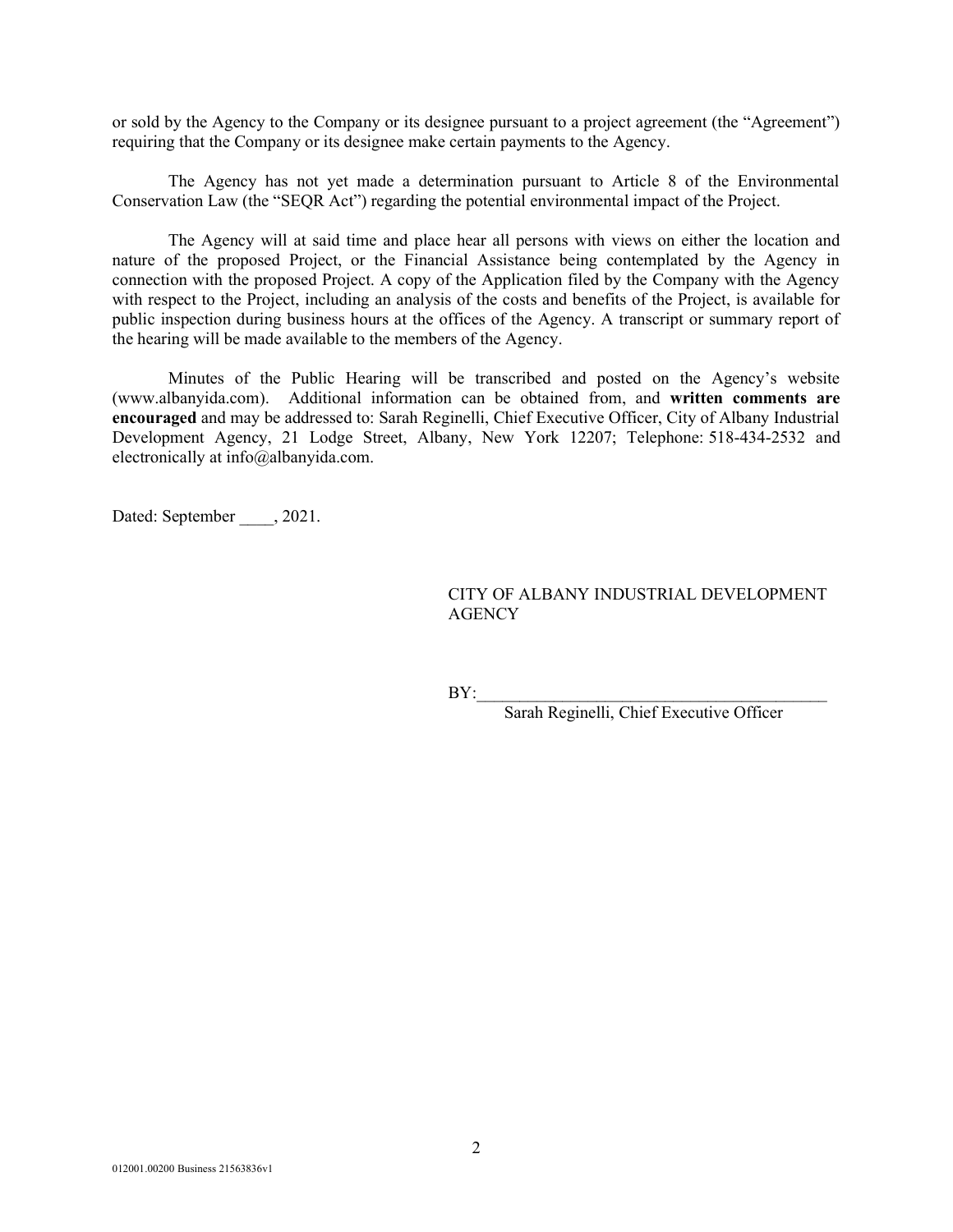or sold by the Agency to the Company or its designee pursuant to a project agreement (the "Agreement") requiring that the Company or its designee make certain payments to the Agency.

The Agency has not yet made a determination pursuant to Article 8 of the Environmental Conservation Law (the "SEQR Act") regarding the potential environmental impact of the Project.

The Agency will at said time and place hear all persons with views on either the location and nature of the proposed Project, or the Financial Assistance being contemplated by the Agency in connection with the proposed Project. A copy of the Application filed by the Company with the Agency with respect to the Project, including an analysis of the costs and benefits of the Project, is available for public inspection during business hours at the offices of the Agency. A transcript or summary report of the hearing will be made available to the members of the Agency.

Minutes of the Public Hearing will be transcribed and posted on the Agency's website (www.albanyida.com). Additional information can be obtained from, and **written comments are encouraged** and may be addressed to: Sarah Reginelli, Chief Executive Officer, City of Albany Industrial Development Agency, 21 Lodge Street, Albany, New York 12207; Telephone: 518-434-2532 and electronically at info@albanyida.com.

Dated: September ____, 2021.

CITY OF ALBANY INDUSTRIAL DEVELOPMENT AGENCY

BY:_________________________________________

Sarah Reginelli, Chief Executive Officer

012001.00200 Business 21563836v1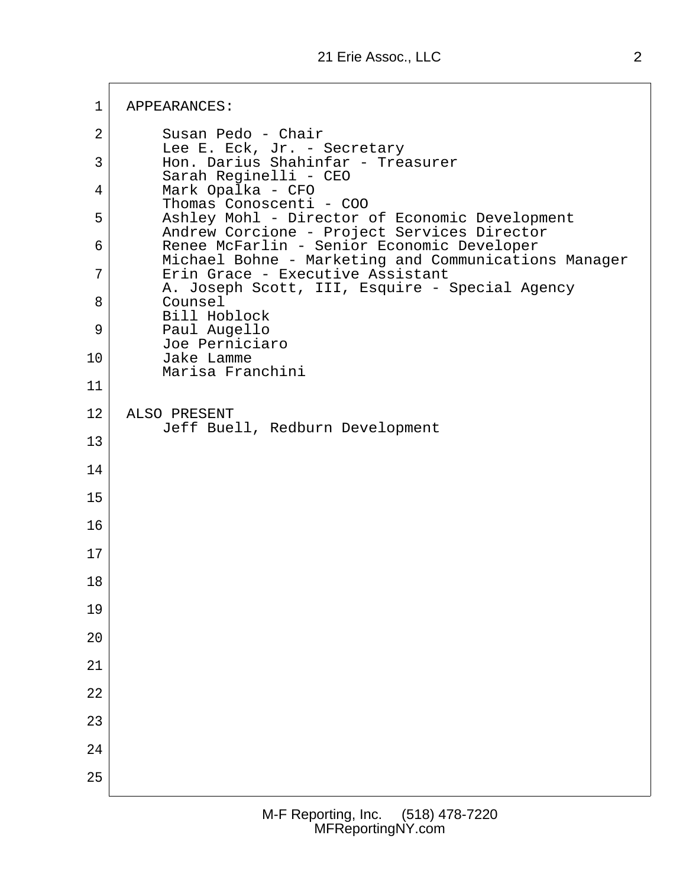APPEARANCES:

Susan Pedo - Chair
Lee E. Eck, Jr. - Secretary
Hon. Darius Shahinfar - Treasurer
Sarah Reginelli - CEO
Mark Opalka - CFO
Thomas Conoscenti - COO
Ashley Mohl - Director of Economic Development
Andrew Corcione - Project Services Director
Renee McFarlin - Senior Economic Developer
Michael Bohne - Marketing and Communications Manager
Erin Grace - Executive Assistant
A. Joseph Scott, III, Esquire - Special Agency Counsel
Bill Hoblock
Paul Augello
Joe Perniciaro
Jake Lamme
Marisa Franchini

ALSO PRESENT

Jeff Buell, Redburn Development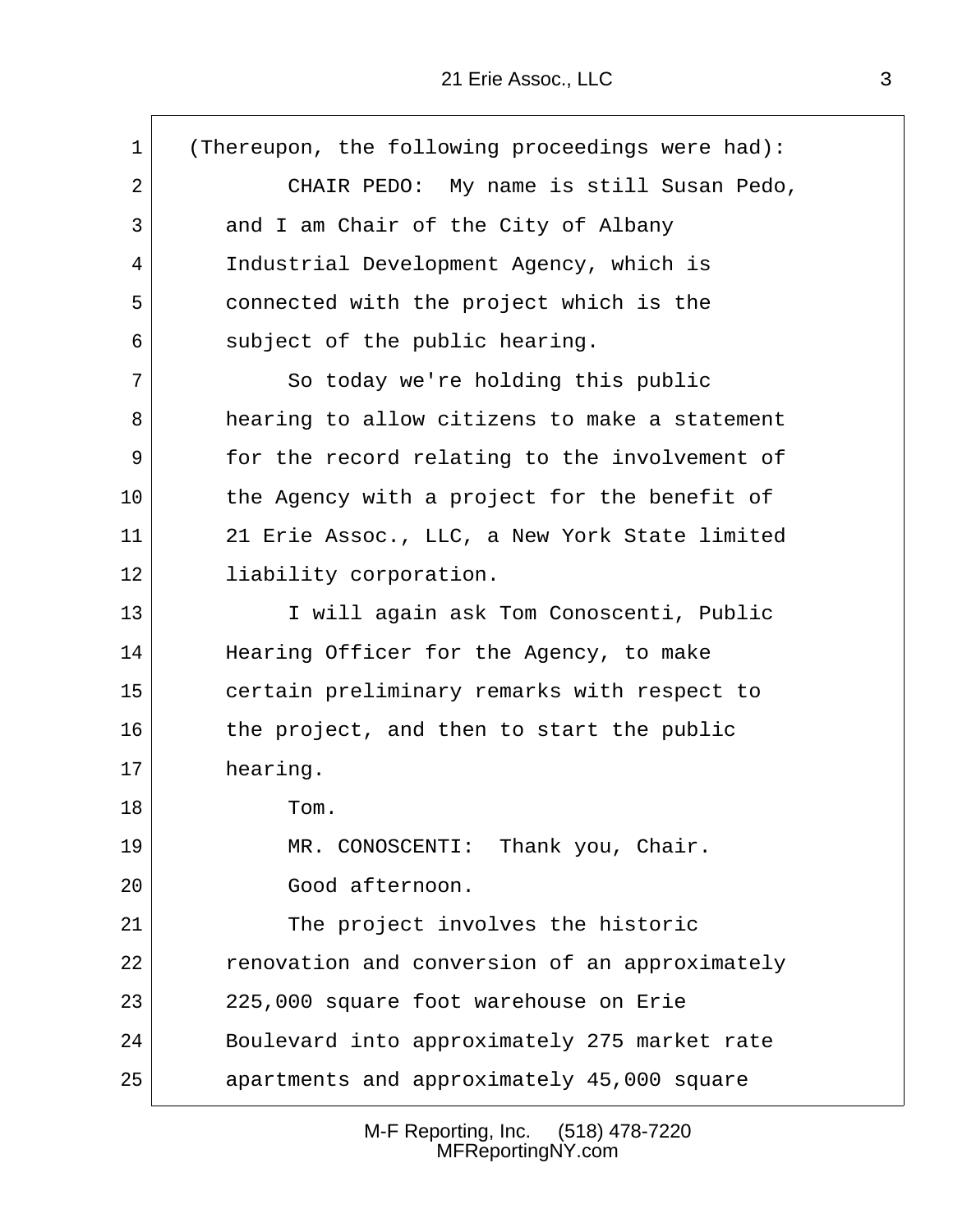(Thereupon, the following proceedings were had):

CHAIR PEDO: My name is still Susan Pedo, and I am Chair of the City of Albany Industrial Development Agency, which is connected with the project which is the subject of the public hearing.

So today we're holding this public hearing to allow citizens to make a statement for the record relating to the involvement of the Agency with a project for the benefit of 21 Erie Assoc., LLC, a New York State limited liability corporation.

I will again ask Tom Conoscenti, Public Hearing Officer for the Agency, to make certain preliminary remarks with respect to the project, and then to start the public hearing.

Tom.

MR. CONOSCENTI: Thank you, Chair.

Good afternoon.

The project involves the historic renovation and conversion of an approximately 225,000 square foot warehouse on Erie Boulevard into approximately 275 market rate apartments and approximately 45,000 square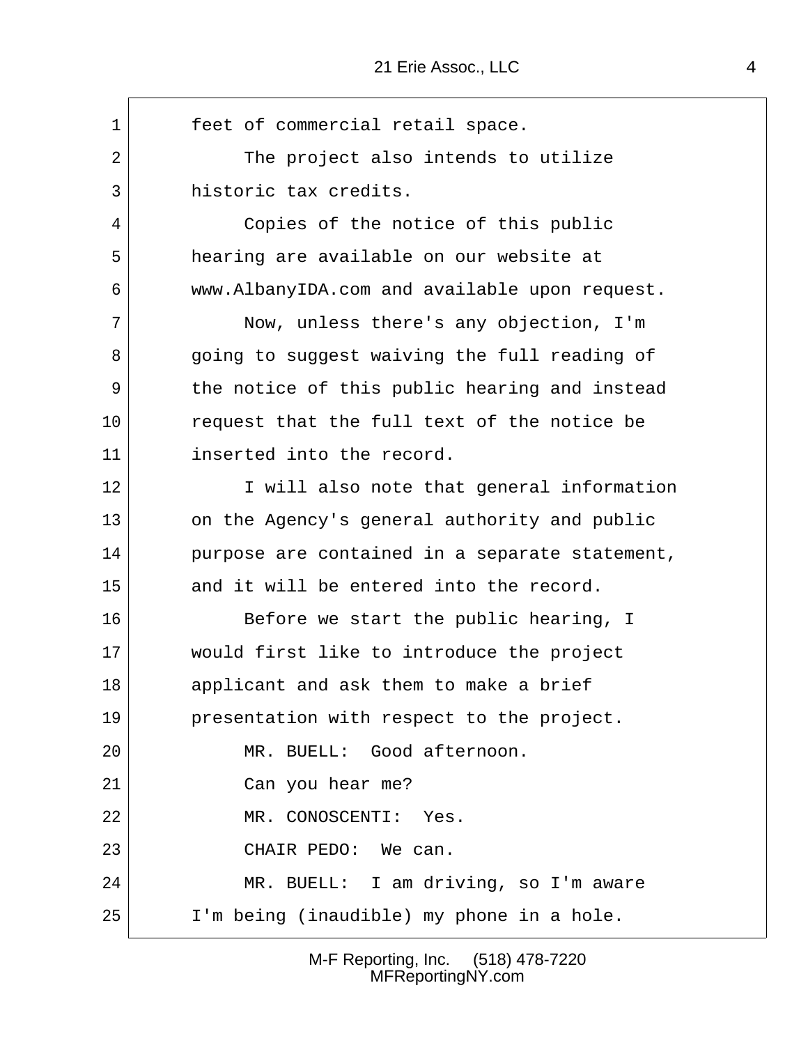feet of commercial retail space.

The project also intends to utilize historic tax credits.

Copies of the notice of this public hearing are available on our website at www.AlbanyIDA.com and available upon request.

Now, unless there's any objection, I'm going to suggest waiving the full reading of the notice of this public hearing and instead request that the full text of the notice be inserted into the record.

I will also note that general information on the Agency's general authority and public purpose are contained in a separate statement, and it will be entered into the record.

Before we start the public hearing, I would first like to introduce the project applicant and ask them to make a brief presentation with respect to the project.

MR. BUELL: Good afternoon.

Can you hear me?

MR. CONOSCENTI: Yes.

CHAIR PEDO: We can.

MR. BUELL: I am driving, so I'm aware I'm being (inaudible) my phone in a hole.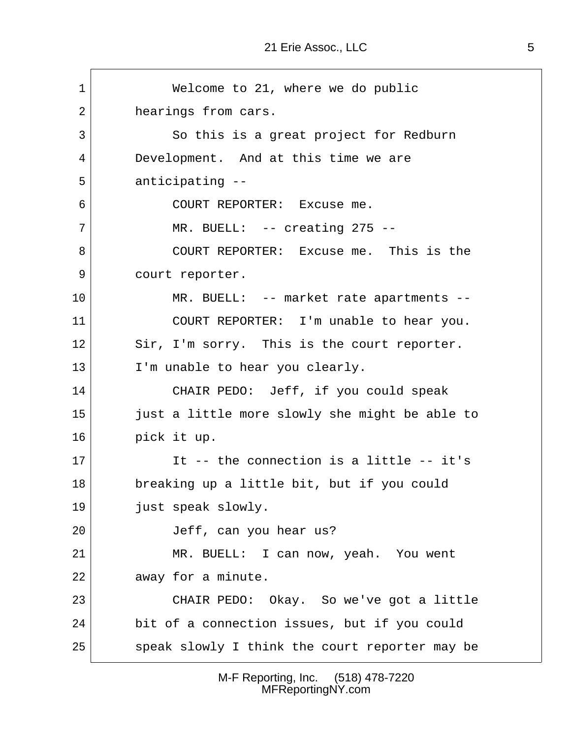Welcome to 21, where we do public hearings from cars.

So this is a great project for Redburn Development. And at this time we are anticipating --

COURT REPORTER: Excuse me.

MR. BUELL: -- creating 275 --

COURT REPORTER: Excuse me. This is the court reporter.

MR. BUELL: -- market rate apartments --

COURT REPORTER: I'm unable to hear you. Sir, I'm sorry. This is the court reporter. I'm unable to hear you clearly.

CHAIR PEDO: Jeff, if you could speak just a little more slowly she might be able to pick it up.

It -- the connection is a little -- it's breaking up a little bit, but if you could just speak slowly.

Jeff, can you hear us?

MR. BUELL: I can now, yeah. You went away for a minute.

CHAIR PEDO: Okay. So we've got a little bit of a connection issues, but if you could speak slowly I think the court reporter may be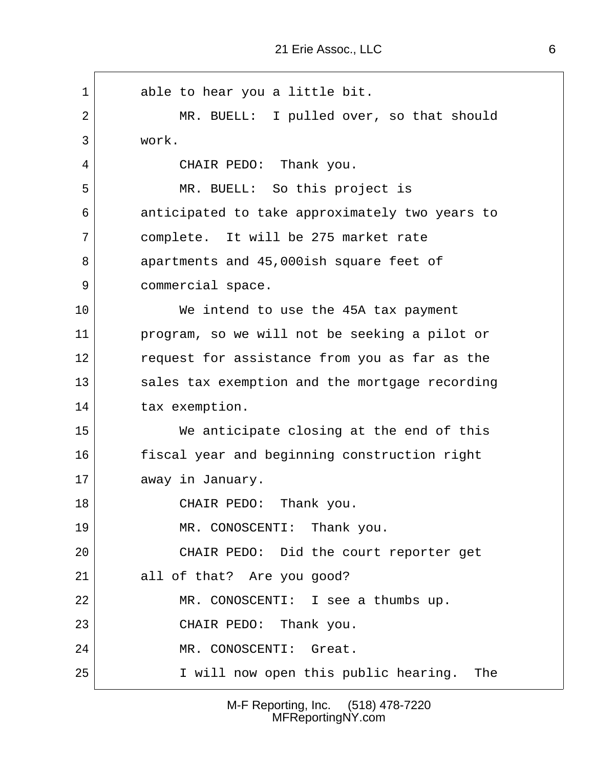able to hear you a little bit.

MR. BUELL: I pulled over, so that should work.

CHAIR PEDO: Thank you.

MR. BUELL: So this project is anticipated to take approximately two years to complete. It will be 275 market rate apartments and 45,000ish square feet of commercial space.

We intend to use the 45A tax payment program, so we will not be seeking a pilot or request for assistance from you as far as the sales tax exemption and the mortgage recording tax exemption.

We anticipate closing at the end of this fiscal year and beginning construction right away in January.

CHAIR PEDO: Thank you.

MR. CONOSCENTI: Thank you.

CHAIR PEDO: Did the court reporter get all of that? Are you good?

MR. CONOSCENTI: I see a thumbs up.

CHAIR PEDO: Thank you.

MR. CONOSCENTI: Great.

I will now open this public hearing. The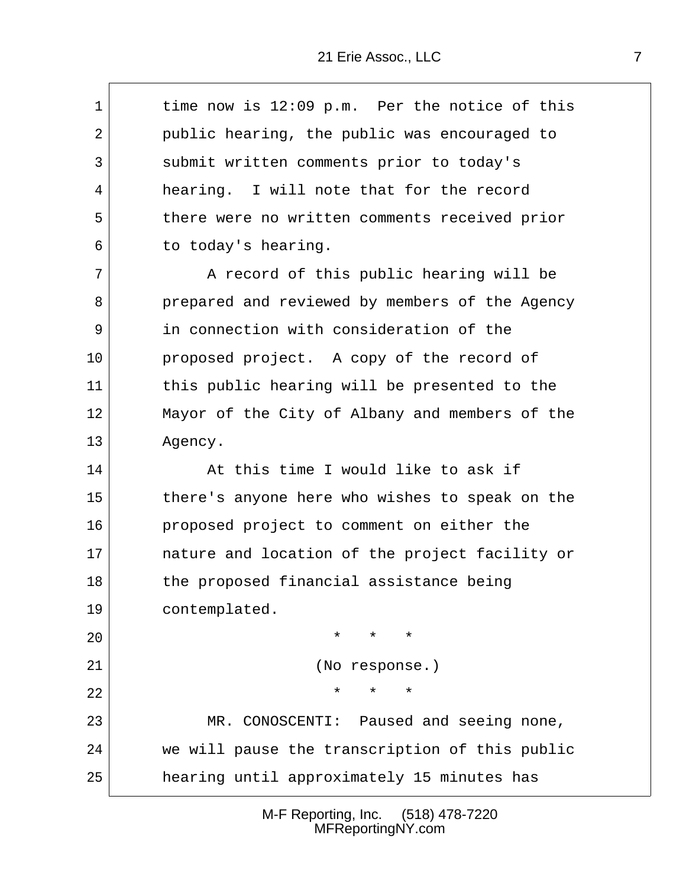time now is 12:09 p.m. Per the notice of this public hearing, the public was encouraged to submit written comments prior to today's hearing. I will note that for the record there were no written comments received prior to today's hearing.

A record of this public hearing will be prepared and reviewed by members of the Agency in connection with consideration of the proposed project. A copy of the record of this public hearing will be presented to the Mayor of the City of Albany and members of the Agency.

At this time I would like to ask if there's anyone here who wishes to speak on the proposed project to comment on either the nature and location of the project facility or the proposed financial assistance being contemplated.

\* \* \*

(No response.)

\* \* \*

MR. CONOSCENTI: Paused and seeing none, we will pause the transcription of this public hearing until approximately 15 minutes has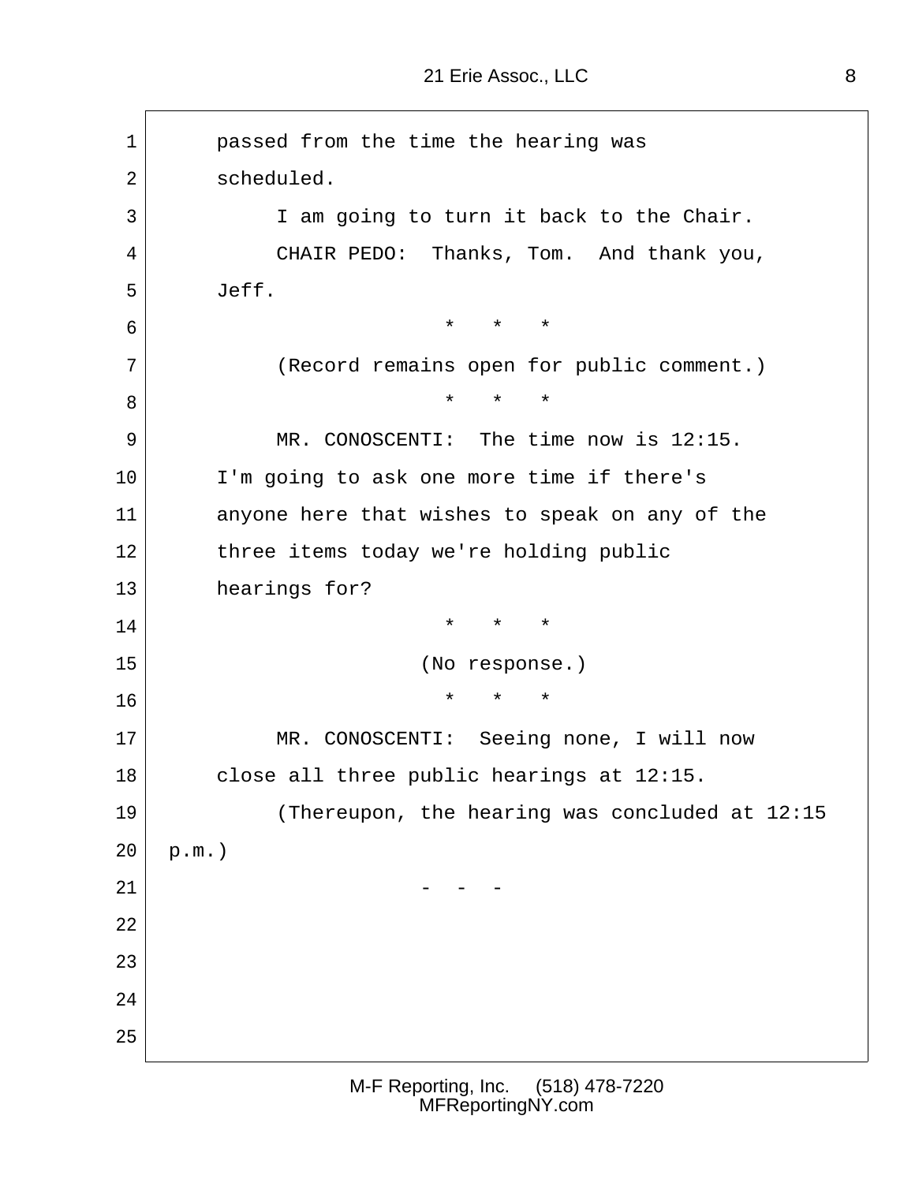passed from the time the hearing was scheduled.

I am going to turn it back to the Chair.

CHAIR PEDO: Thanks, Tom. And thank you, Jeff.

\* \* \*

(Record remains open for public comment.)

\* \* \*

MR. CONOSCENTI: The time now is 12:15. I'm going to ask one more time if there's anyone here that wishes to speak on any of the three items today we're holding public hearings for?

\* \* \*

(No response.)

\* \* \*

MR. CONOSCENTI: Seeing none, I will now close all three public hearings at 12:15.

(Thereupon, the hearing was concluded at 12:15 p.m.)

\- - -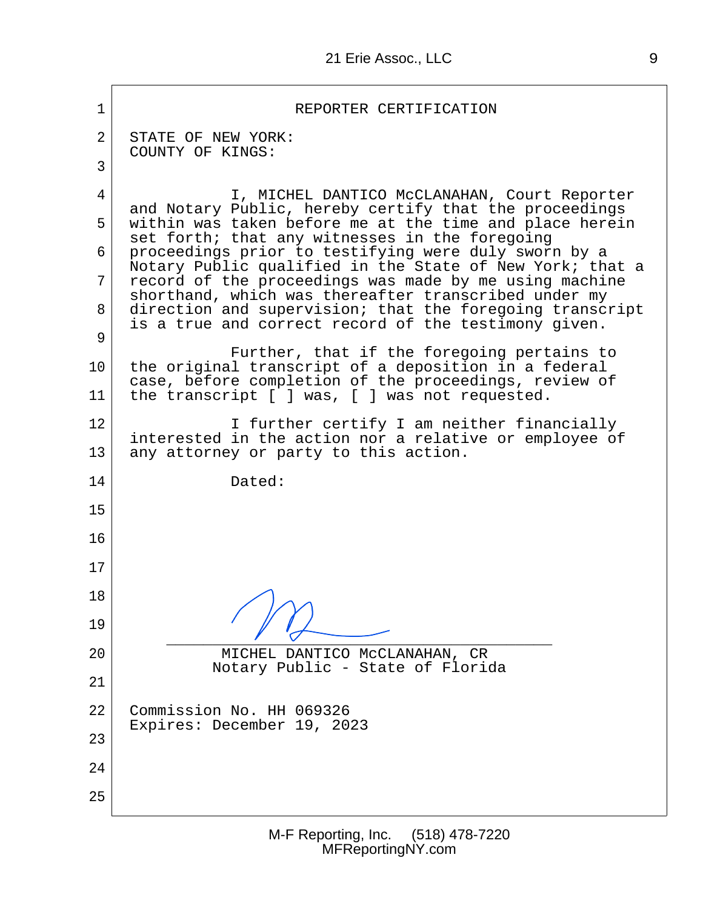# REPORTER CERTIFICATION

STATE OF NEW YORK:
COUNTY OF KINGS:

I, MICHEL DANTICO McCLANAHAN, Court Reporter and Notary Public, hereby certify that the proceedings within was taken before me at the time and place herein set forth; that any witnesses in the foregoing proceedings prior to testifying were duly sworn by a Notary Public qualified in the State of New York; that a record of the proceedings was made by me using machine shorthand, which was thereafter transcribed under my direction and supervision; that the foregoing transcript is a true and correct record of the testimony given.

Further, that if the foregoing pertains to the original transcript of a deposition in a federal case, before completion of the proceedings, review of the transcript [ ] was, [ ] was not requested.

I further certify I am neither financially interested in the action nor a relative or employee of any attorney or party to this action.

Dated:

MICHEL DANTICO McCLANAHAN, CR
Notary Public - State of Florida

Commission No. HH 069326
Expires: December 19, 2023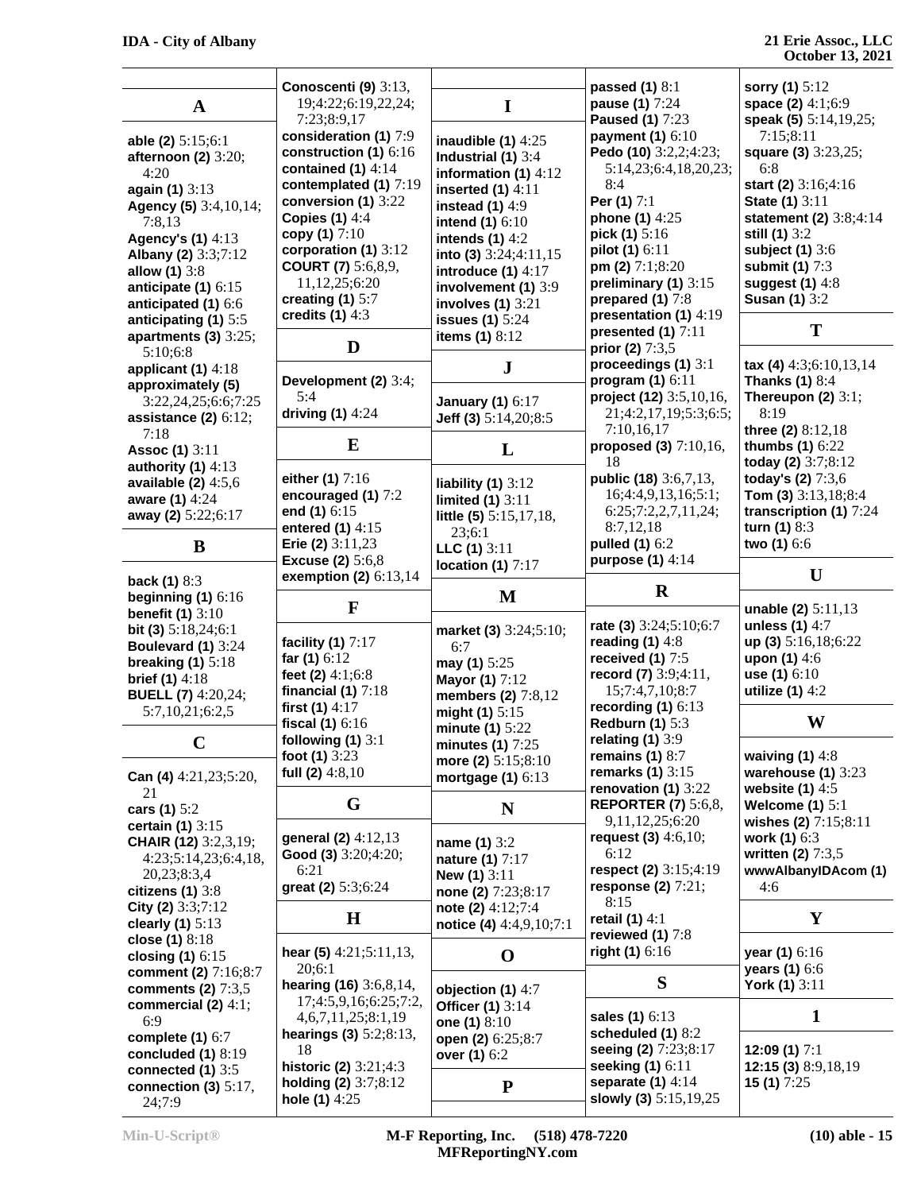## A

**able (2)** 5:15;6:1
**afternoon (2)** 3:20; 4:20
**again (1)** 3:13
**Agency (5)** 3:4,10,14; 7:8,13
**Agency's (1)** 4:13
**Albany (2)** 3:3;7:12
**allow (1)** 3:8
**anticipate (1)** 6:15
**anticipated (1)** 6:6
**anticipating (1)** 5:5
**apartments (3)** 3:25; 5:10;6:8
**applicant (1)** 4:18
**approximately (5)** 3:22,24,25;6:6;7:25
**assistance (2)** 6:12; 7:18
**Assoc (1)** 3:11
**authority (1)** 4:13
**available (2)** 4:5,6
**aware (1)** 4:24
**away (2)** 5:22;6:17

## B

**back (1)** 8:3
**beginning (1)** 6:16
**benefit (1)** 3:10
**bit (3)** 5:18,24;6:1
**Boulevard (1)** 3:24
**breaking (1)** 5:18
**brief (1)** 4:18
**BUELL (7)** 4:20,24; 5:7,10,21;6:2,5

## C

**Can (4)** 4:21,23;5:20, 21
**cars (1)** 5:2
**certain (1)** 3:15
**CHAIR (12)** 3:2,3,19; 4:23;5:14,23;6:4,18, 20,23;8:3,4
**citizens (1)** 3:8
**City (2)** 3:3;7:12
**clearly (1)** 5:13
**close (1)** 8:18
**closing (1)** 6:15
**comment (2)** 7:16;8:7
**comments (2)** 7:3,5
**commercial (2)** 4:1; 6:9
**complete (1)** 6:7
**concluded (1)** 8:19
**connected (1)** 3:5
**connection (3)** 5:17, 24;7:9
**Conoscenti (9)** 3:13, 19;4:22;6:19,22,24; 7:23;8:9,17
**consideration (1)** 7:9
**construction (1)** 6:16
**contained (1)** 4:14
**contemplated (1)** 7:19
**conversion (1)** 3:22
**Copies (1)** 4:4
**copy (1)** 7:10
**corporation (1)** 3:12
**COURT (7)** 5:6,8,9, 11,12,25;6:20
**creating (1)** 5:7
**credits (1)** 4:3

## D

**Development (2)** 3:4; 5:4
**driving (1)** 4:24

## E

**either (1)** 7:16
**encouraged (1)** 7:2
**end (1)** 6:15
**entered (1)** 4:15
**Erie (2)** 3:11,23
**Excuse (2)** 5:6,8
**exemption (2)** 6:13,14

## F

**facility (1)** 7:17
**far (1)** 6:12
**feet (2)** 4:1;6:8
**financial (1)** 7:18
**first (1)** 4:17
**fiscal (1)** 6:16
**following (1)** 3:1
**foot (1)** 3:23
**full (2)** 4:8,10

## G

**general (2)** 4:12,13
**Good (3)** 3:20;4:20; 6:21
**great (2)** 5:3;6:24

## H

**hear (5)** 4:21;5:11,13, 20;6:1
**hearing (16)** 3:6,8,14, 17;4:5,9,16;6:25;7:2, 4,6,7,11,25;8:1,19
**hearings (3)** 5:2;8:13, 18
**historic (2)** 3:21;4:3
**holding (2)** 3:7;8:12
**hole (1)** 4:25

## I

**inaudible (1)** 4:25
**Industrial (1)** 3:4
**information (1)** 4:12
**inserted (1)** 4:11
**instead (1)** 4:9
**intend (1)** 6:10
**intends (1)** 4:2
**into (3)** 3:24;4:11,15
**introduce (1)** 4:17
**involvement (1)** 3:9
**involves (1)** 3:21
**issues (1)** 5:24
**items (1)** 8:12

## J

**January (1)** 6:17
**Jeff (3)** 5:14,20;8:5

## L

**liability (1)** 3:12
**limited (1)** 3:11
**little (5)** 5:15,17,18, 23;6:1
**LLC (1)** 3:11
**location (1)** 7:17

## M

**market (3)** 3:24;5:10; 6:7
**may (1)** 5:25
**Mayor (1)** 7:12
**members (2)** 7:8,12
**might (1)** 5:15
**minute (1)** 5:22
**minutes (1)** 7:25
**more (2)** 5:15;8:10
**mortgage (1)** 6:13

## N

**name (1)** 3:2
**nature (1)** 7:17
**New (1)** 3:11
**none (2)** 7:23;8:17
**note (2)** 4:12;7:4
**notice (4)** 4:4,9,10;7:1

## O

**objection (1)** 4:7
**Officer (1)** 3:14
**one (1)** 8:10
**open (2)** 6:25;8:7
**over (1)** 6:2

## P

**passed (1)** 8:1
**pause (1)** 7:24
**Paused (1)** 7:23
**payment (1)** 6:10
**Pedo (10)** 3:2,2;4:23; 5:14,23;6:4,18,20,23; 8:4
**Per (1)** 7:1
**phone (1)** 4:25
**pick (1)** 5:16
**pilot (1)** 6:11
**pm (2)** 7:1;8:20
**preliminary (1)** 3:15
**prepared (1)** 7:8
**presentation (1)** 4:19
**presented (1)** 7:11
**prior (2)** 7:3,5
**proceedings (1)** 3:1
**program (1)** 6:11
**project (12)** 3:5,10,16, 21;4:2,17,19;5:3;6:5; 7:10,16,17
**proposed (3)** 7:10,16, 18
**public (18)** 3:6,7,13, 16;4:4,9,13,16;5:1; 6:25;7:2,2,7,11,24; 8:7,12,18
**pulled (1)** 6:2
**purpose (1)** 4:14

## R

**rate (3)** 3:24;5:10;6:7
**reading (1)** 4:8
**received (1)** 7:5
**record (7)** 3:9;4:11, 15;7:4,7,10;8:7
**recording (1)** 6:13
**Redburn (1)** 5:3
**relating (1)** 3:9
**remains (1)** 8:7
**remarks (1)** 3:15
**renovation (1)** 3:22
**REPORTER (7)** 5:6,8, 9,11,12,25;6:20
**request (3)** 4:6,10; 6:12
**respect (2)** 3:15;4:19
**response (2)** 7:21; 8:15
**retail (1)** 4:1
**reviewed (1)** 7:8
**right (1)** 6:16

## S

**sales (1)** 6:13
**scheduled (1)** 8:2
**seeing (2)** 7:23;8:17
**seeking (1)** 6:11
**separate (1)** 4:14
**slowly (3)** 5:15,19,25
**sorry (1)** 5:12
**space (2)** 4:1;6:9
**speak (5)** 5:14,19,25; 7:15;8:11
**square (3)** 3:23,25; 6:8
**start (2)** 3:16;4:16
**State (1)** 3:11
**statement (2)** 3:8;4:14
**still (1)** 3:2
**subject (1)** 3:6
**submit (1)** 7:3
**suggest (1)** 4:8
**Susan (1)** 3:2

## T

**tax (4)** 4:3;6:10,13,14
**Thanks (1)** 8:4
**Thereupon (2)** 3:1; 8:19
**three (2)** 8:12,18
**thumbs (1)** 6:22
**today (2)** 3:7;8:12
**today's (2)** 7:3,6
**Tom (3)** 3:13,18;8:4
**transcription (1)** 7:24
**turn (1)** 8:3
**two (1)** 6:6

## U

**unable (2)** 5:11,13
**unless (1)** 4:7
**up (3)** 5:16,18;6:22
**upon (1)** 4:6
**use (1)** 6:10
**utilize (1)** 4:2

## W

**waiving (1)** 4:8
**warehouse (1)** 3:23
**website (1)** 4:5
**Welcome (1)** 5:1
**wishes (2)** 7:15;8:11
**work (1)** 6:3
**written (2)** 7:3,5
**wwwAlbanyIDAcom (1)** 4:6

## Y

**year (1)** 6:16
**years (1)** 6:6
**York (1)** 3:11

## 1

**12:09 (1)** 7:1
**12:15 (3)** 8:9,18,19
**15 (1)** 7:25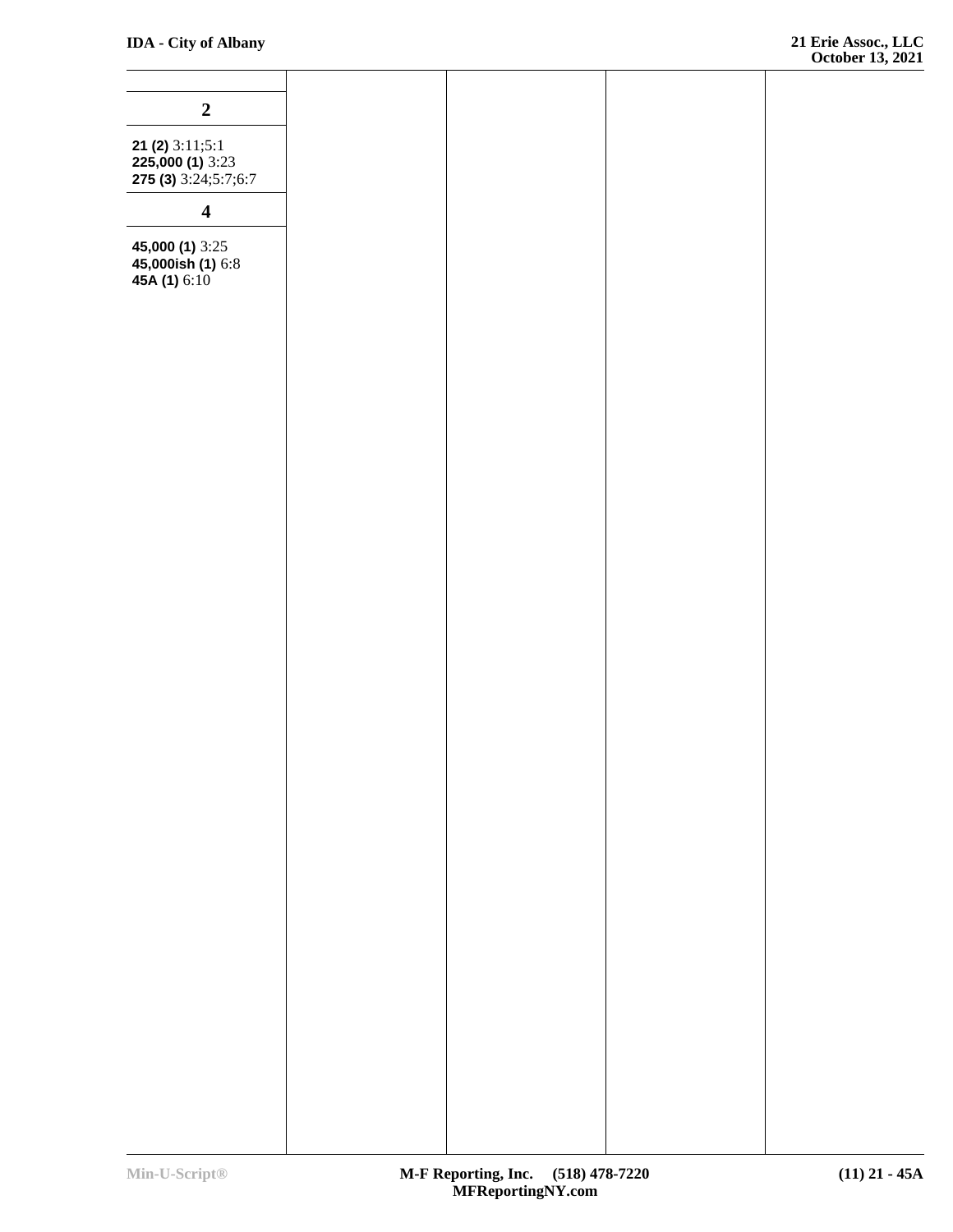## 2

**21 (2)** 3:11;5:1
**225,000 (1)** 3:23
**275 (3)** 3:24;5:7;6:7

## 4

**45,000 (1)** 3:25
**45,000ish (1)** 6:8
**45A (1)** 6:10